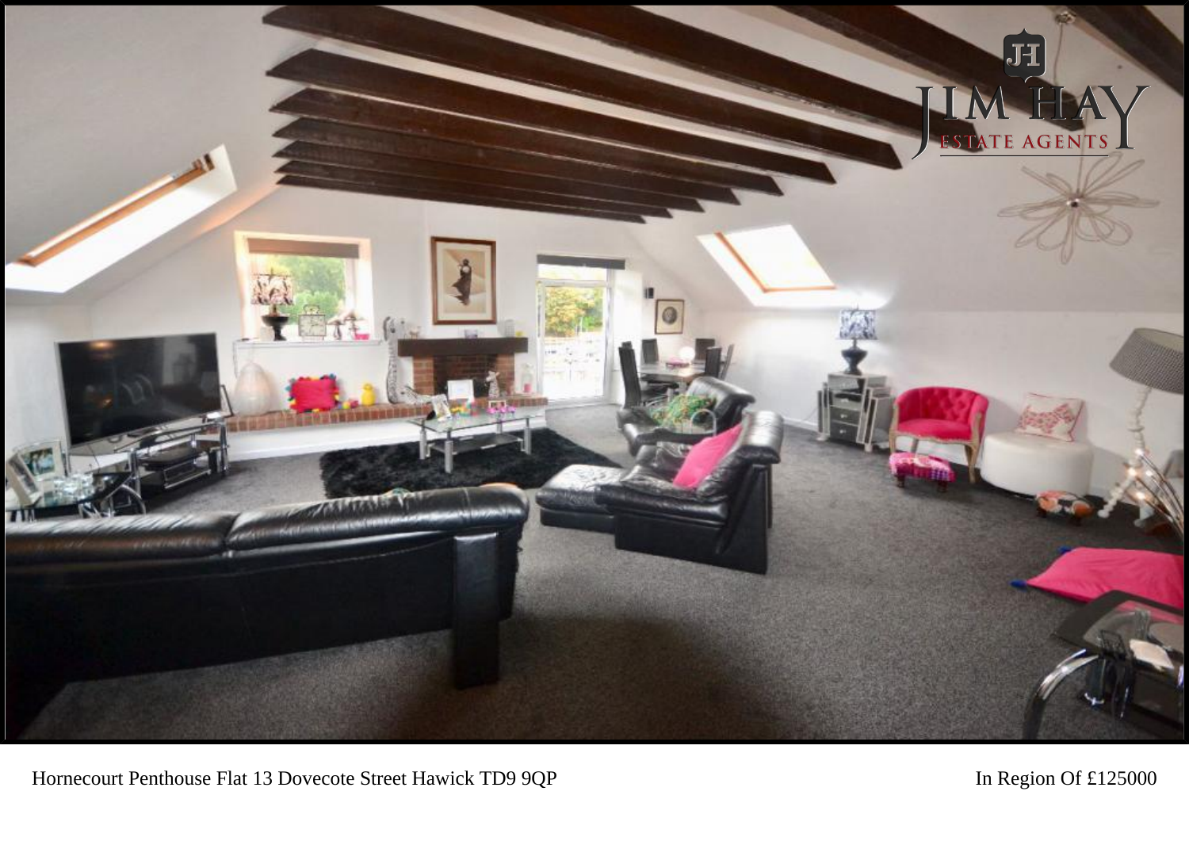Hornecourt Penthouse Flat 13 Dovecote Street Hawick TD9 9QP

In Region Of £125000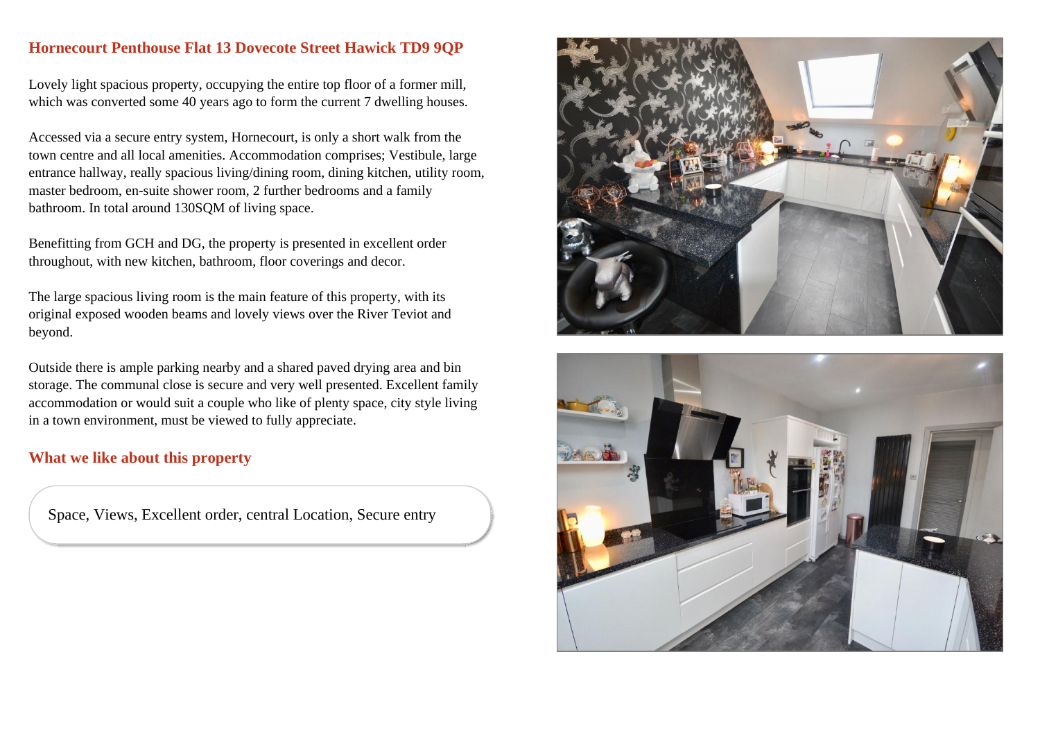## Hornecourt Penthouse Flat 13 Dovecote Street Hawick TD9 9QP

Lovely light spacious property, occupying the entire top floor of a former mill, which was converted some 40 years ago to form the current 7 dwelling houses.

Accessed via a secure entry system, Hornecourt, is only a short walk from the town centre and all local amenities. Accommodation comprises; Vestibule, large entrance hallway, really spacious living/dining room, dining kitchen, utility room, master bedroom, en-suite shower room, 2 further bedrooms and a family bathroom. In total around 130SQM of living space.

Benefitting from GCH and DG, the property is presented in excellent order throughout, with new kitchen, bathroom, floor coverings and decor.

The large spacious living room is the main feature of this property, with its original exposed wooden beams and lovely views over the River Teviot and beyond.

Outside there is ample parking nearby and a shared paved drying area and bin storage. The communal close is secure and very well presented. Excellent family accommodation or would suit a couple who like of plenty space, city style living in a town environment, must be viewed to fully appreciate.

## What we like about this property

Space, Views, Excellent order, central Location, Secure entry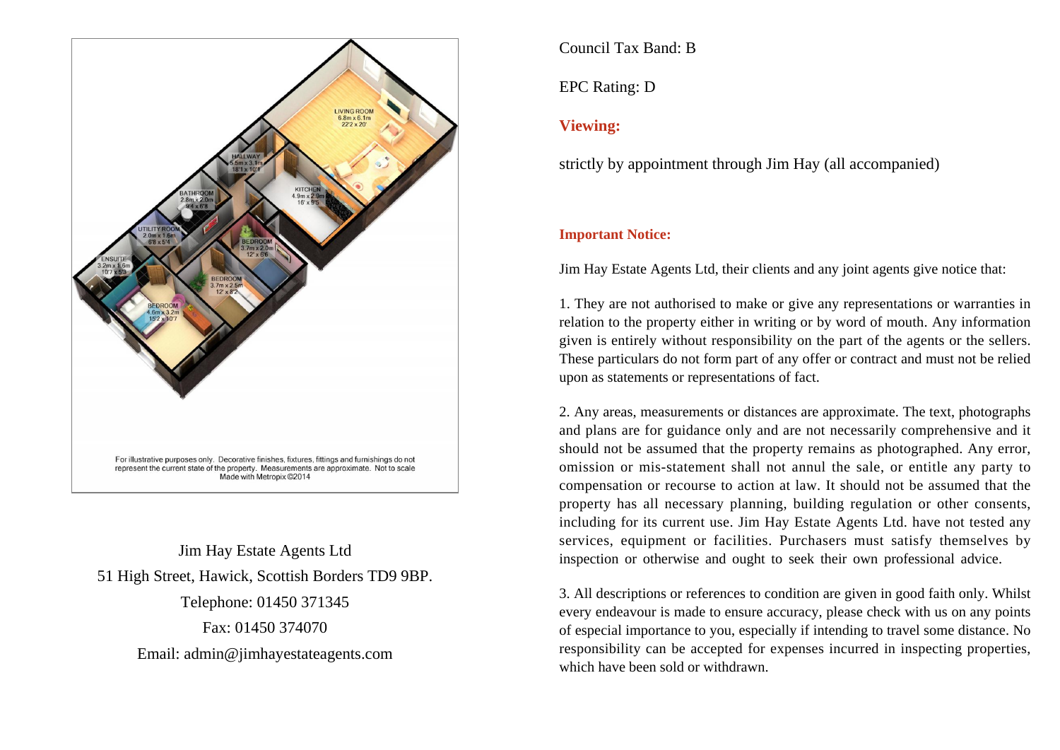LIVING ROOM
6.8m x 6.1m
22'2 x 20'

HALLWAY
5.5m x 3.1m
18'1 x 10'1

KITCHEN
4.9m x 2.9m
16' x 9'5

BATHROOM
2.8m x 2.0m
9'4 x 6'8

UTILITY ROOM
2.0m x 1.6m
6'8 x 5'4

BEDROOM
3.7m x 2.0m
12' x 6'6

ENSUITE
3.2m x 1.6m
10'7 x 5'3

BEDROOM
3.7m x 2.5m
12' x 8'2

BEDROOM
4.6m x 3.2m
15'2 x 10'7

For illustrative purposes only. Decorative finishes, fixtures, fittings and furnishings do not represent the current state of the property. Measurements are approximate. Not to scale
Made with Metropix ©2014

Jim Hay Estate Agents Ltd
51 High Street, Hawick, Scottish Borders TD9 9BP.
Telephone: 01450 371345
Fax: 01450 374070
Email: admin@jimhayestateagents.com

Council Tax Band: B

EPC Rating: D

**Viewing:**

strictly by appointment through Jim Hay (all accompanied)

**Important Notice:**

Jim Hay Estate Agents Ltd, their clients and any joint agents give notice that:

1. They are not authorised to make or give any representations or warranties in relation to the property either in writing or by word of mouth. Any information given is entirely without responsibility on the part of the agents or the sellers. These particulars do not form part of any offer or contract and must not be relied upon as statements or representations of fact.

2. Any areas, measurements or distances are approximate. The text, photographs and plans are for guidance only and are not necessarily comprehensive and it should not be assumed that the property remains as photographed. Any error, omission or mis-statement shall not annul the sale, or entitle any party to compensation or recourse to action at law. It should not be assumed that the property has all necessary planning, building regulation or other consents, including for its current use. Jim Hay Estate Agents Ltd. have not tested any services, equipment or facilities. Purchasers must satisfy themselves by inspection or otherwise and ought to seek their own professional advice.

3. All descriptions or references to condition are given in good faith only. Whilst every endeavour is made to ensure accuracy, please check with us on any points of especial importance to you, especially if intending to travel some distance. No responsibility can be accepted for expenses incurred in inspecting properties, which have been sold or withdrawn.